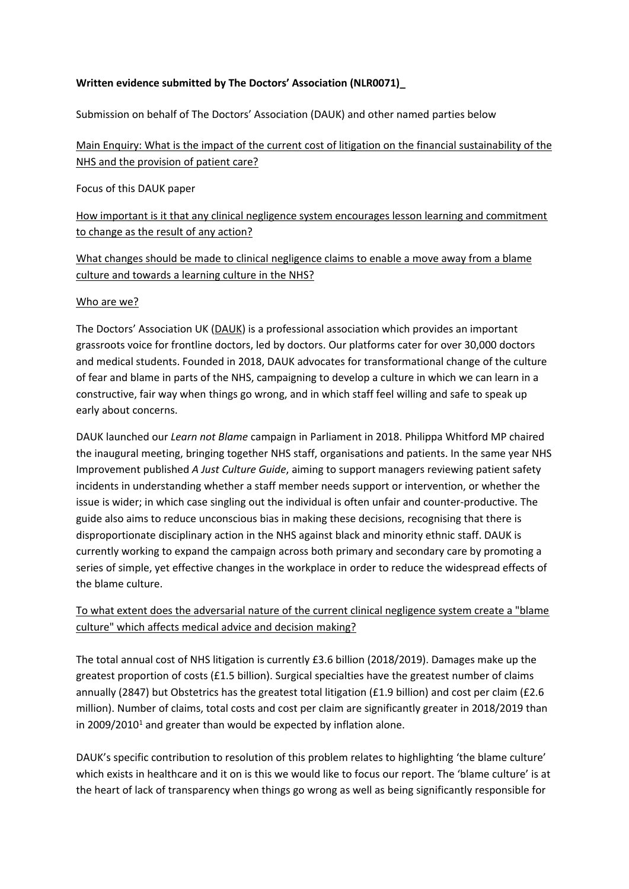**Written evidence submitted by The Doctors' Association (NLR0071)_**

Submission on behalf of The Doctors' Association (DAUK) and other named parties below

<u>Main Enquiry: What is the impact of the current cost of litigation on the financial sustainability of the NHS and the provision of patient care?</u>

Focus of this DAUK paper

<u>How important is it that any clinical negligence system encourages lesson learning and commitment to change as the result of any action?</u>

<u>What changes should be made to clinical negligence claims to enable a move away from a blame culture and towards a learning culture in the NHS?</u>

<u>Who are we?</u>

The Doctors' Association UK (<u>DAUK</u>) is a professional association which provides an important grassroots voice for frontline doctors, led by doctors. Our platforms cater for over 30,000 doctors and medical students. Founded in 2018, DAUK advocates for transformational change of the culture of fear and blame in parts of the NHS, campaigning to develop a culture in which we can learn in a constructive, fair way when things go wrong, and in which staff feel willing and safe to speak up early about concerns.

DAUK launched our *Learn not Blame* campaign in Parliament in 2018. Philippa Whitford MP chaired the inaugural meeting, bringing together NHS staff, organisations and patients. In the same year NHS Improvement published *A Just Culture Guide*, aiming to support managers reviewing patient safety incidents in understanding whether a staff member needs support or intervention, or whether the issue is wider; in which case singling out the individual is often unfair and counter-productive. The guide also aims to reduce unconscious bias in making these decisions, recognising that there is disproportionate disciplinary action in the NHS against black and minority ethnic staff. DAUK is currently working to expand the campaign across both primary and secondary care by promoting a series of simple, yet effective changes in the workplace in order to reduce the widespread effects of the blame culture.

<u>To what extent does the adversarial nature of the current clinical negligence system create a "blame culture" which affects medical advice and decision making?</u>

The total annual cost of NHS litigation is currently £3.6 billion (2018/2019). Damages make up the greatest proportion of costs (£1.5 billion). Surgical specialties have the greatest number of claims annually (2847) but Obstetrics has the greatest total litigation (£1.9 billion) and cost per claim (£2.6 million). Number of claims, total costs and cost per claim are significantly greater in 2018/2019 than in 2009/2010[1] and greater than would be expected by inflation alone.

DAUK's specific contribution to resolution of this problem relates to highlighting 'the blame culture' which exists in healthcare and it on is this we would like to focus our report. The 'blame culture' is at the heart of lack of transparency when things go wrong as well as being significantly responsible for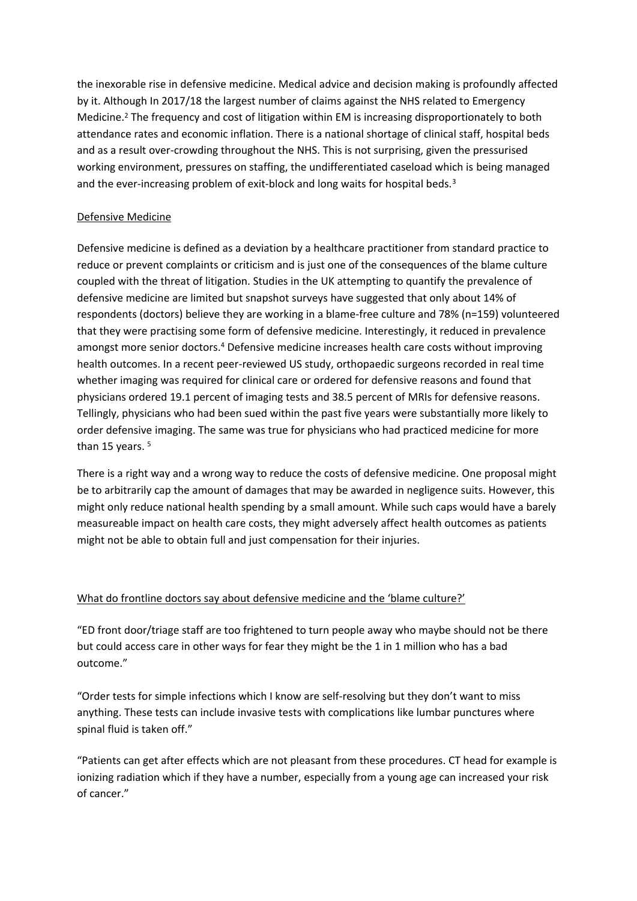the inexorable rise in defensive medicine. Medical advice and decision making is profoundly affected by it. Although In 2017/18 the largest number of claims against the NHS related to Emergency Medicine.[2] The frequency and cost of litigation within EM is increasing disproportionately to both attendance rates and economic inflation. There is a national shortage of clinical staff, hospital beds and as a result over-crowding throughout the NHS. This is not surprising, given the pressurised working environment, pressures on staffing, the undifferentiated caseload which is being managed and the ever-increasing problem of exit-block and long waits for hospital beds.[3]

## Defensive Medicine

Defensive medicine is defined as a deviation by a healthcare practitioner from standard practice to reduce or prevent complaints or criticism and is just one of the consequences of the blame culture coupled with the threat of litigation. Studies in the UK attempting to quantify the prevalence of defensive medicine are limited but snapshot surveys have suggested that only about 14% of respondents (doctors) believe they are working in a blame-free culture and 78% (n=159) volunteered that they were practising some form of defensive medicine. Interestingly, it reduced in prevalence amongst more senior doctors.[4] Defensive medicine increases health care costs without improving health outcomes. In a recent peer-reviewed US study, orthopaedic surgeons recorded in real time whether imaging was required for clinical care or ordered for defensive reasons and found that physicians ordered 19.1 percent of imaging tests and 38.5 percent of MRIs for defensive reasons. Tellingly, physicians who had been sued within the past five years were substantially more likely to order defensive imaging. The same was true for physicians who had practiced medicine for more than 15 years. [5]

There is a right way and a wrong way to reduce the costs of defensive medicine. One proposal might be to arbitrarily cap the amount of damages that may be awarded in negligence suits. However, this might only reduce national health spending by a small amount. While such caps would have a barely measureable impact on health care costs, they might adversely affect health outcomes as patients might not be able to obtain full and just compensation for their injuries.

## What do frontline doctors say about defensive medicine and the 'blame culture?'

"ED front door/triage staff are too frightened to turn people away who maybe should not be there but could access care in other ways for fear they might be the 1 in 1 million who has a bad outcome."

"Order tests for simple infections which I know are self-resolving but they don't want to miss anything. These tests can include invasive tests with complications like lumbar punctures where spinal fluid is taken off."

"Patients can get after effects which are not pleasant from these procedures. CT head for example is ionizing radiation which if they have a number, especially from a young age can increased your risk of cancer."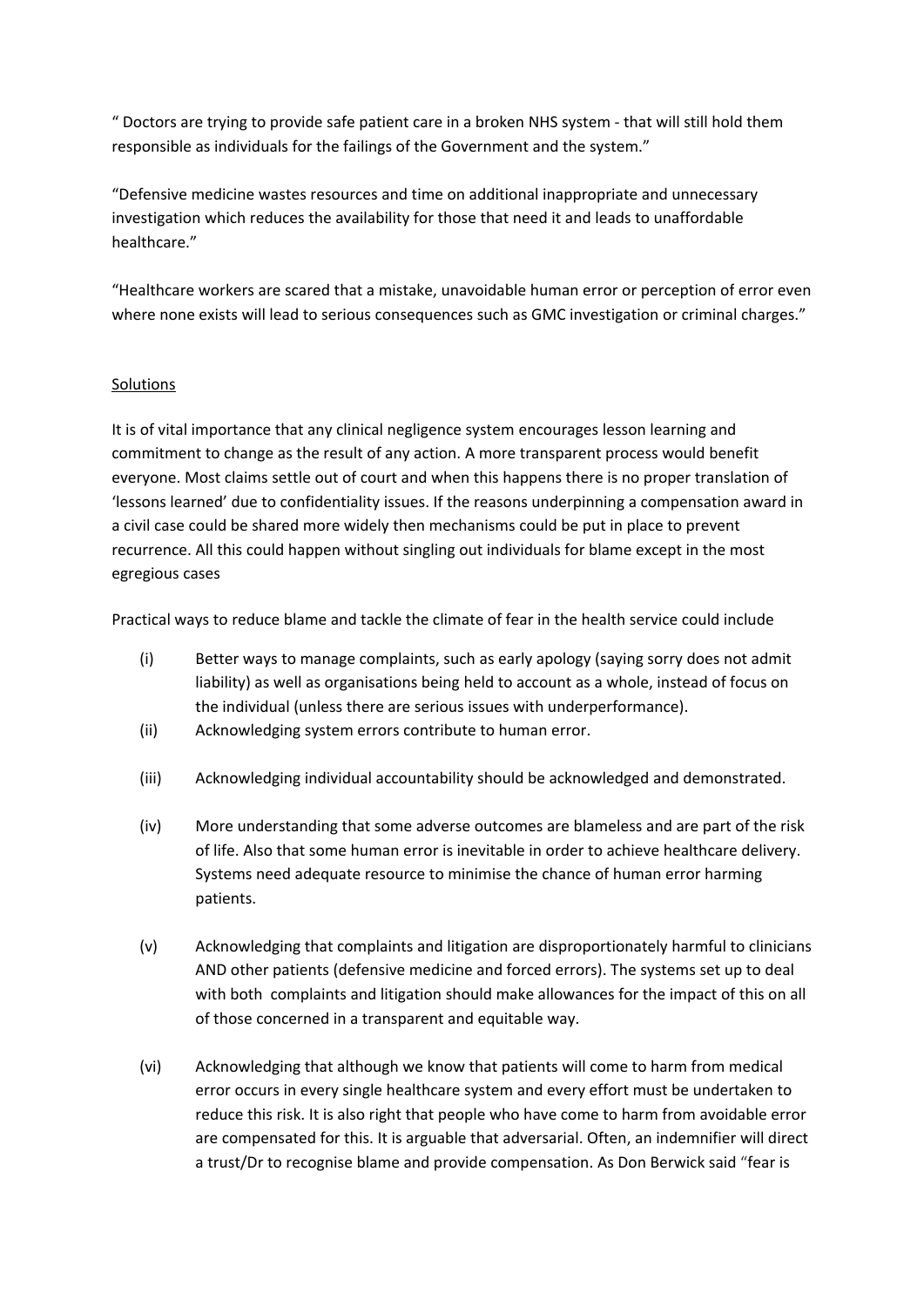" Doctors are trying to provide safe patient care in a broken NHS system - that will still hold them responsible as individuals for the failings of the Government and the system."

"Defensive medicine wastes resources and time on additional inappropriate and unnecessary investigation which reduces the availability for those that need it and leads to unaffordable healthcare."

"Healthcare workers are scared that a mistake, unavoidable human error or perception of error even where none exists will lead to serious consequences such as GMC investigation or criminal charges."

<u>Solutions</u>

It is of vital importance that any clinical negligence system encourages lesson learning and commitment to change as the result of any action. A more transparent process would benefit everyone. Most claims settle out of court and when this happens there is no proper translation of 'lessons learned' due to confidentiality issues. If the reasons underpinning a compensation award in a civil case could be shared more widely then mechanisms could be put in place to prevent recurrence. All this could happen without singling out individuals for blame except in the most egregious cases

Practical ways to reduce blame and tackle the climate of fear in the health service could include

(i) Better ways to manage complaints, such as early apology (saying sorry does not admit liability) as well as organisations being held to account as a whole, instead of focus on the individual (unless there are serious issues with underperformance).

(ii) Acknowledging system errors contribute to human error.

(iii) Acknowledging individual accountability should be acknowledged and demonstrated.

(iv) More understanding that some adverse outcomes are blameless and are part of the risk of life. Also that some human error is inevitable in order to achieve healthcare delivery. Systems need adequate resource to minimise the chance of human error harming patients.

(v) Acknowledging that complaints and litigation are disproportionately harmful to clinicians AND other patients (defensive medicine and forced errors). The systems set up to deal with both complaints and litigation should make allowances for the impact of this on all of those concerned in a transparent and equitable way.

(vi) Acknowledging that although we know that patients will come to harm from medical error occurs in every single healthcare system and every effort must be undertaken to reduce this risk. It is also right that people who have come to harm from avoidable error are compensated for this. It is arguable that adversarial. Often, an indemnifier will direct a trust/Dr to recognise blame and provide compensation. As Don Berwick said "fear is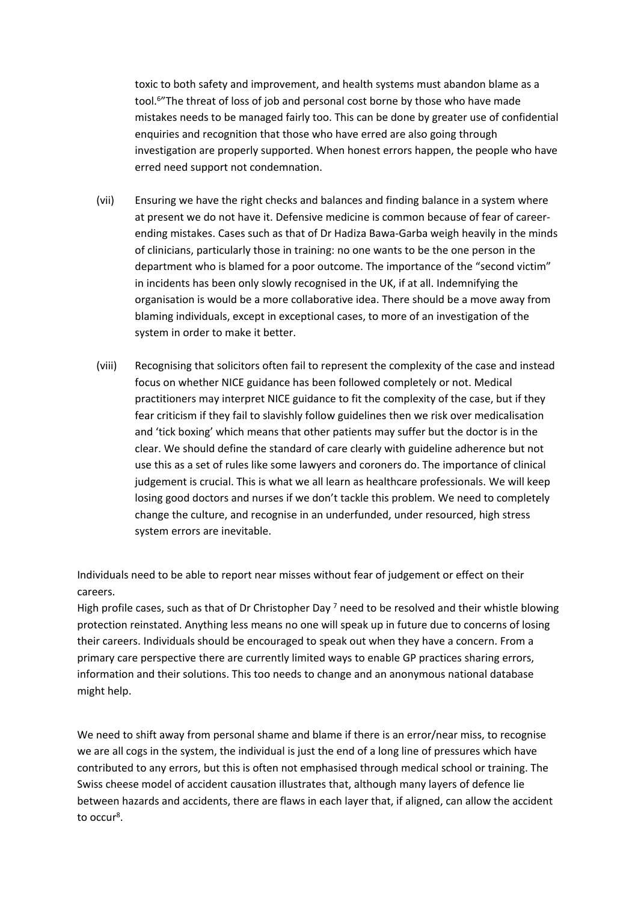toxic to both safety and improvement, and health systems must abandon blame as a tool.[6]"The threat of loss of job and personal cost borne by those who have made mistakes needs to be managed fairly too. This can be done by greater use of confidential enquiries and recognition that those who have erred are also going through investigation are properly supported. When honest errors happen, the people who have erred need support not condemnation.

(vii) Ensuring we have the right checks and balances and finding balance in a system where at present we do not have it. Defensive medicine is common because of fear of career-ending mistakes. Cases such as that of Dr Hadiza Bawa-Garba weigh heavily in the minds of clinicians, particularly those in training: no one wants to be the one person in the department who is blamed for a poor outcome. The importance of the "second victim" in incidents has been only slowly recognised in the UK, if at all. Indemnifying the organisation is would be a more collaborative idea. There should be a move away from blaming individuals, except in exceptional cases, to more of an investigation of the system in order to make it better.

(viii) Recognising that solicitors often fail to represent the complexity of the case and instead focus on whether NICE guidance has been followed completely or not. Medical practitioners may interpret NICE guidance to fit the complexity of the case, but if they fear criticism if they fail to slavishly follow guidelines then we risk over medicalisation and 'tick boxing' which means that other patients may suffer but the doctor is in the clear. We should define the standard of care clearly with guideline adherence but not use this as a set of rules like some lawyers and coroners do. The importance of clinical judgement is crucial. This is what we all learn as healthcare professionals. We will keep losing good doctors and nurses if we don't tackle this problem. We need to completely change the culture, and recognise in an underfunded, under resourced, high stress system errors are inevitable.

Individuals need to be able to report near misses without fear of judgement or effect on their careers.
High profile cases, such as that of Dr Christopher Day [7] need to be resolved and their whistle blowing protection reinstated. Anything less means no one will speak up in future due to concerns of losing their careers. Individuals should be encouraged to speak out when they have a concern. From a primary care perspective there are currently limited ways to enable GP practices sharing errors, information and their solutions. This too needs to change and an anonymous national database might help.

We need to shift away from personal shame and blame if there is an error/near miss, to recognise we are all cogs in the system, the individual is just the end of a long line of pressures which have contributed to any errors, but this is often not emphasised through medical school or training. The Swiss cheese model of accident causation illustrates that, although many layers of defence lie between hazards and accidents, there are flaws in each layer that, if aligned, can allow the accident to occur[8].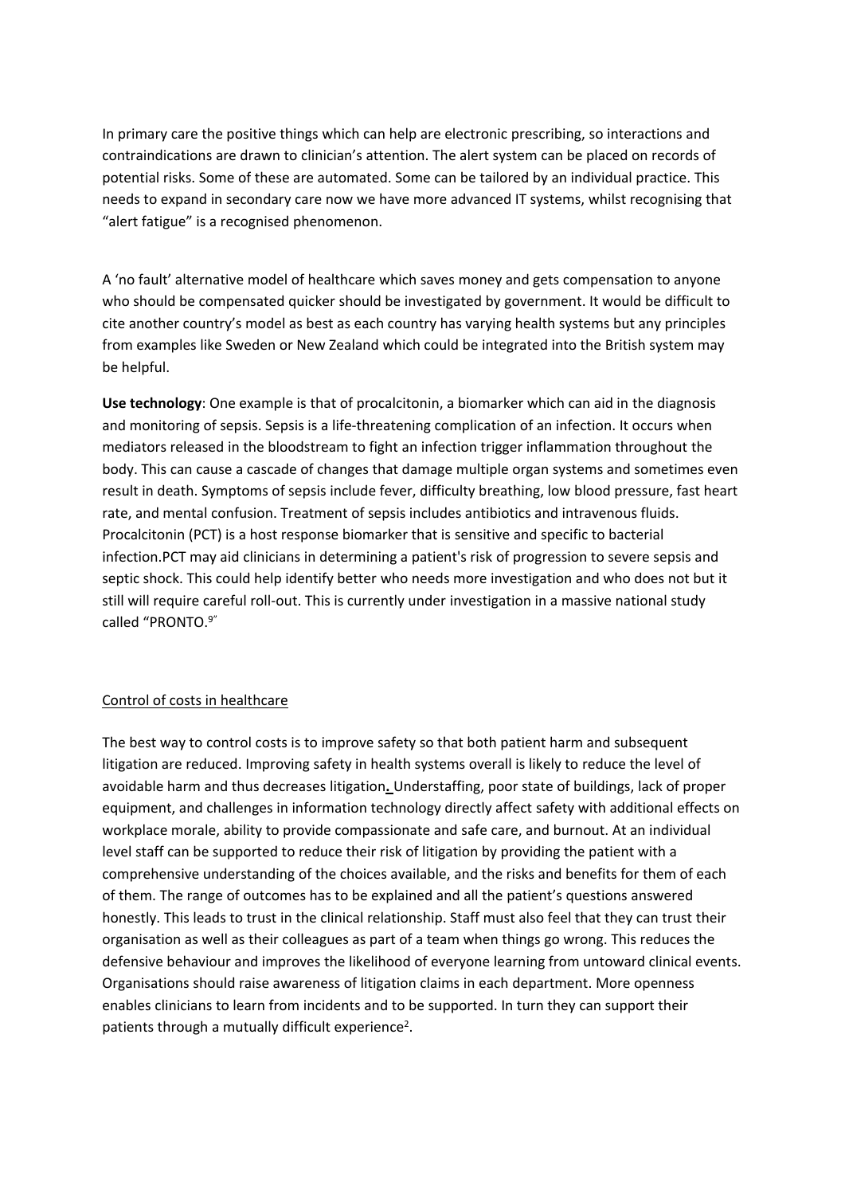In primary care the positive things which can help are electronic prescribing, so interactions and contraindications are drawn to clinician's attention. The alert system can be placed on records of potential risks. Some of these are automated. Some can be tailored by an individual practice. This needs to expand in secondary care now we have more advanced IT systems, whilst recognising that "alert fatigue" is a recognised phenomenon.

A 'no fault' alternative model of healthcare which saves money and gets compensation to anyone who should be compensated quicker should be investigated by government. It would be difficult to cite another country's model as best as each country has varying health systems but any principles from examples like Sweden or New Zealand which could be integrated into the British system may be helpful.

**Use technology**: One example is that of procalcitonin, a biomarker which can aid in the diagnosis and monitoring of sepsis. Sepsis is a life-threatening complication of an infection. It occurs when mediators released in the bloodstream to fight an infection trigger inflammation throughout the body. This can cause a cascade of changes that damage multiple organ systems and sometimes even result in death. Symptoms of sepsis include fever, difficulty breathing, low blood pressure, fast heart rate, and mental confusion. Treatment of sepsis includes antibiotics and intravenous fluids. Procalcitonin (PCT) is a host response biomarker that is sensitive and specific to bacterial infection.PCT may aid clinicians in determining a patient's risk of progression to severe sepsis and septic shock. This could help identify better who needs more investigation and who does not but it still will require careful roll-out. This is currently under investigation in a massive national study called "PRONTO.[9]"

## Control of costs in healthcare

The best way to control costs is to improve safety so that both patient harm and subsequent litigation are reduced. Improving safety in health systems overall is likely to reduce the level of avoidable harm and thus decreases litigation**.** Understaffing, poor state of buildings, lack of proper equipment, and challenges in information technology directly affect safety with additional effects on workplace morale, ability to provide compassionate and safe care, and burnout. At an individual level staff can be supported to reduce their risk of litigation by providing the patient with a comprehensive understanding of the choices available, and the risks and benefits for them of each of them. The range of outcomes has to be explained and all the patient's questions answered honestly. This leads to trust in the clinical relationship. Staff must also feel that they can trust their organisation as well as their colleagues as part of a team when things go wrong. This reduces the defensive behaviour and improves the likelihood of everyone learning from untoward clinical events. Organisations should raise awareness of litigation claims in each department. More openness enables clinicians to learn from incidents and to be supported. In turn they can support their patients through a mutually difficult experience[2].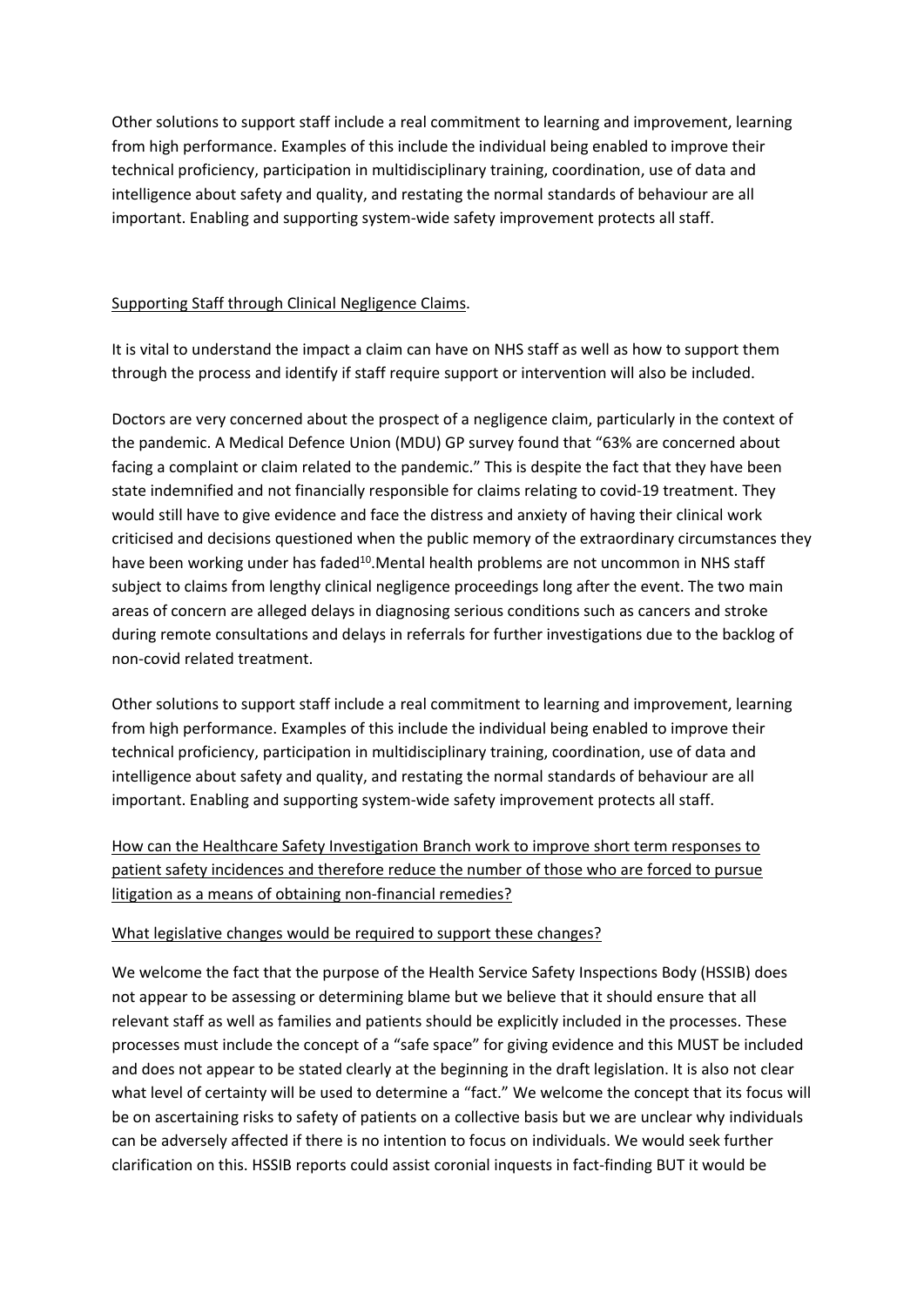Other solutions to support staff include a real commitment to learning and improvement, learning from high performance. Examples of this include the individual being enabled to improve their technical proficiency, participation in multidisciplinary training, coordination, use of data and intelligence about safety and quality, and restating the normal standards of behaviour are all important. Enabling and supporting system-wide safety improvement protects all staff.

<u>Supporting Staff through Clinical Negligence Claims</u>.

It is vital to understand the impact a claim can have on NHS staff as well as how to support them through the process and identify if staff require support or intervention will also be included.

Doctors are very concerned about the prospect of a negligence claim, particularly in the context of the pandemic. A Medical Defence Union (MDU) GP survey found that "63% are concerned about facing a complaint or claim related to the pandemic." This is despite the fact that they have been state indemnified and not financially responsible for claims relating to covid-19 treatment. They would still have to give evidence and face the distress and anxiety of having their clinical work criticised and decisions questioned when the public memory of the extraordinary circumstances they have been working under has faded[10].Mental health problems are not uncommon in NHS staff subject to claims from lengthy clinical negligence proceedings long after the event. The two main areas of concern are alleged delays in diagnosing serious conditions such as cancers and stroke during remote consultations and delays in referrals for further investigations due to the backlog of non-covid related treatment.

Other solutions to support staff include a real commitment to learning and improvement, learning from high performance. Examples of this include the individual being enabled to improve their technical proficiency, participation in multidisciplinary training, coordination, use of data and intelligence about safety and quality, and restating the normal standards of behaviour are all important. Enabling and supporting system-wide safety improvement protects all staff.

<u>How can the Healthcare Safety Investigation Branch work to improve short term responses to patient safety incidences and therefore reduce the number of those who are forced to pursue litigation as a means of obtaining non-financial remedies?</u>

<u>What legislative changes would be required to support these changes?</u>

We welcome the fact that the purpose of the Health Service Safety Inspections Body (HSSIB) does not appear to be assessing or determining blame but we believe that it should ensure that all relevant staff as well as families and patients should be explicitly included in the processes. These processes must include the concept of a "safe space" for giving evidence and this MUST be included and does not appear to be stated clearly at the beginning in the draft legislation. It is also not clear what level of certainty will be used to determine a "fact." We welcome the concept that its focus will be on ascertaining risks to safety of patients on a collective basis but we are unclear why individuals can be adversely affected if there is no intention to focus on individuals. We would seek further clarification on this. HSSIB reports could assist coronial inquests in fact-finding BUT it would be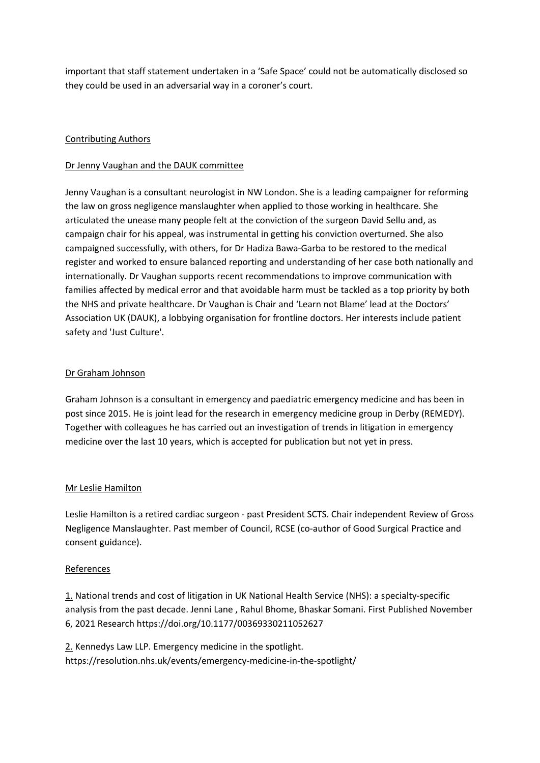important that staff statement undertaken in a 'Safe Space' could not be automatically disclosed so they could be used in an adversarial way in a coroner's court.

## Contributing Authors

### Dr Jenny Vaughan and the DAUK committee

Jenny Vaughan is a consultant neurologist in NW London. She is a leading campaigner for reforming the law on gross negligence manslaughter when applied to those working in healthcare. She articulated the unease many people felt at the conviction of the surgeon David Sellu and, as campaign chair for his appeal, was instrumental in getting his conviction overturned. She also campaigned successfully, with others, for Dr Hadiza Bawa-Garba to be restored to the medical register and worked to ensure balanced reporting and understanding of her case both nationally and internationally. Dr Vaughan supports recent recommendations to improve communication with families affected by medical error and that avoidable harm must be tackled as a top priority by both the NHS and private healthcare. Dr Vaughan is Chair and 'Learn not Blame' lead at the Doctors' Association UK (DAUK), a lobbying organisation for frontline doctors. Her interests include patient safety and 'Just Culture'.

### Dr Graham Johnson

Graham Johnson is a consultant in emergency and paediatric emergency medicine and has been in post since 2015. He is joint lead for the research in emergency medicine group in Derby (REMEDY). Together with colleagues he has carried out an investigation of trends in litigation in emergency medicine over the last 10 years, which is accepted for publication but not yet in press.

### Mr Leslie Hamilton

Leslie Hamilton is a retired cardiac surgeon - past President SCTS. Chair independent Review of Gross Negligence Manslaughter. Past member of Council, RCSE (co-author of Good Surgical Practice and consent guidance).

## References

1. National trends and cost of litigation in UK National Health Service (NHS): a specialty-specific analysis from the past decade. Jenni Lane , Rahul Bhome, Bhaskar Somani. First Published November 6, 2021 Research https://doi.org/10.1177/00369330211052627

2. Kennedys Law LLP. Emergency medicine in the spotlight. https://resolution.nhs.uk/events/emergency-medicine-in-the-spotlight/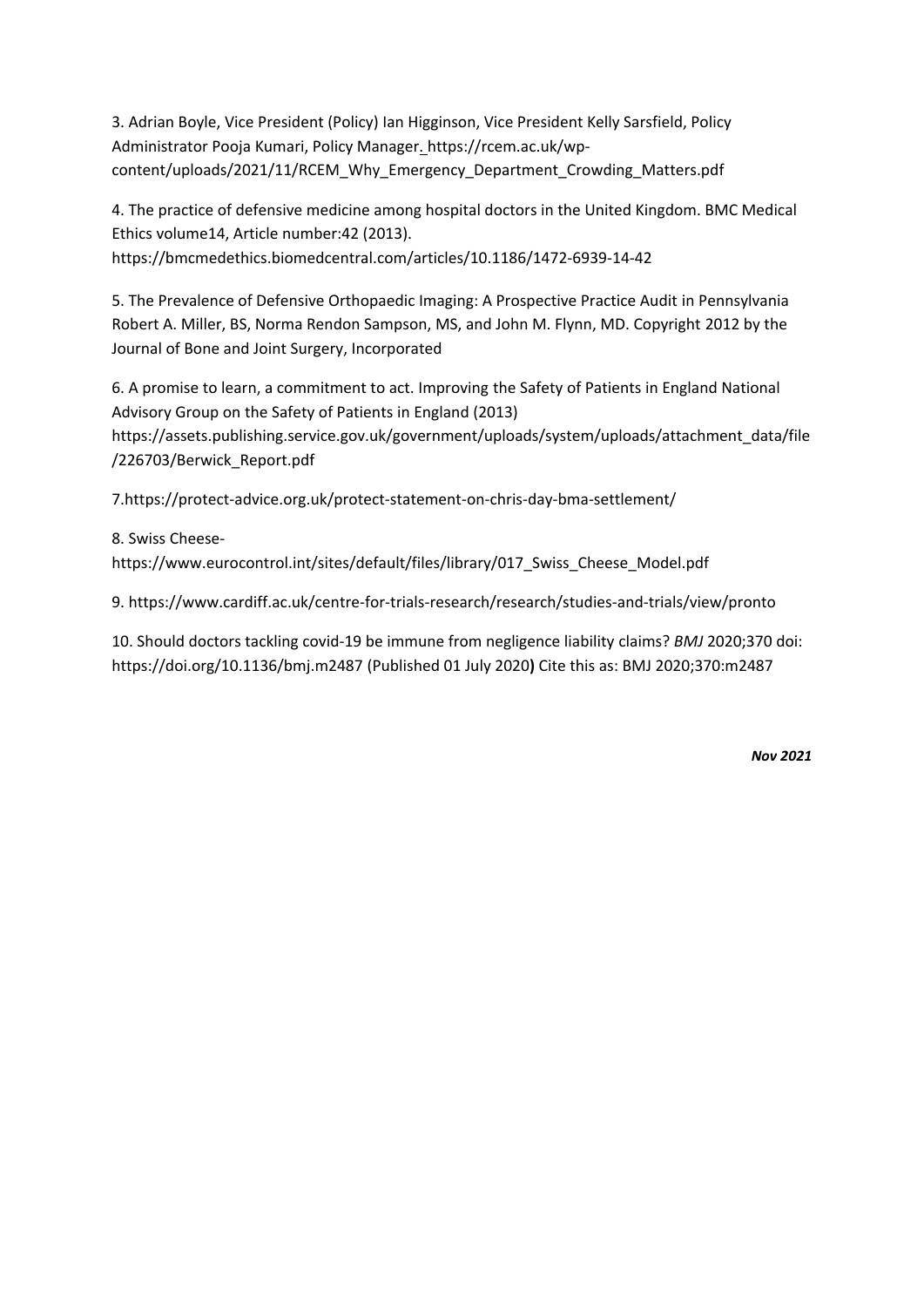3. Adrian Boyle, Vice President (Policy) Ian Higginson, Vice President Kelly Sarsfield, Policy Administrator Pooja Kumari, Policy Manager. https://rcem.ac.uk/wp-content/uploads/2021/11/RCEM_Why_Emergency_Department_Crowding_Matters.pdf

4. The practice of defensive medicine among hospital doctors in the United Kingdom. BMC Medical Ethics volume14, Article number:42 (2013). https://bmcmedethics.biomedcentral.com/articles/10.1186/1472-6939-14-42

5. The Prevalence of Defensive Orthopaedic Imaging: A Prospective Practice Audit in Pennsylvania Robert A. Miller, BS, Norma Rendon Sampson, MS, and John M. Flynn, MD. Copyright 2012 by the Journal of Bone and Joint Surgery, Incorporated

6. A promise to learn, a commitment to act. Improving the Safety of Patients in England National Advisory Group on the Safety of Patients in England (2013) https://assets.publishing.service.gov.uk/government/uploads/system/uploads/attachment_data/file/226703/Berwick_Report.pdf

7.https://protect-advice.org.uk/protect-statement-on-chris-day-bma-settlement/

8. Swiss Cheese- https://www.eurocontrol.int/sites/default/files/library/017_Swiss_Cheese_Model.pdf

9. https://www.cardiff.ac.uk/centre-for-trials-research/research/studies-and-trials/view/pronto

10. Should doctors tackling covid-19 be immune from negligence liability claims? *BMJ* 2020;370 doi: https://doi.org/10.1136/bmj.m2487 (Published 01 July 2020**)** Cite this as: BMJ 2020;370:m2487

***Nov 2021***